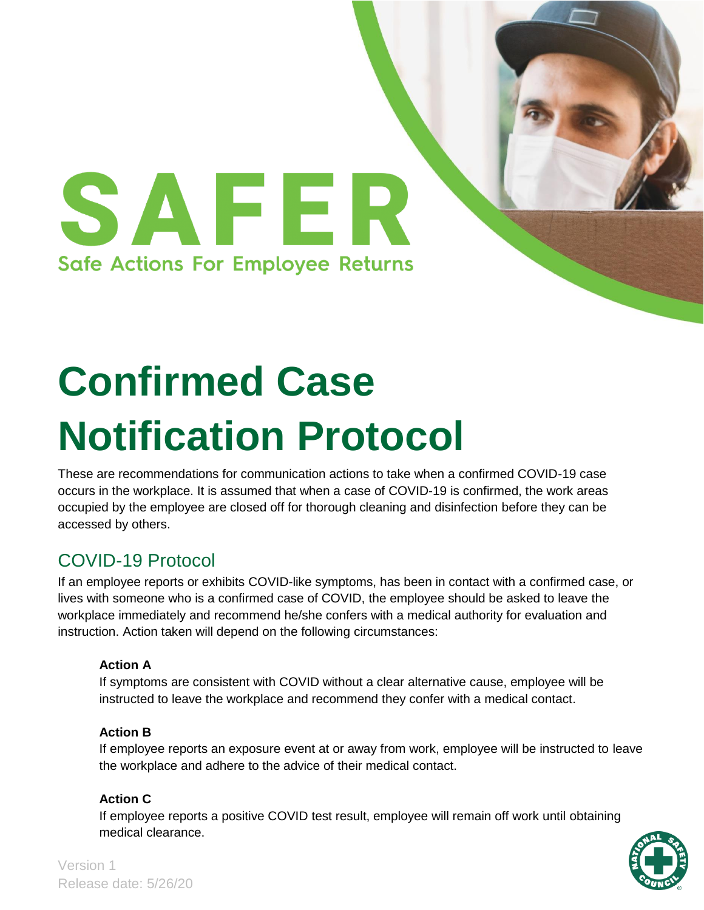# SAFER

**Safe Actions For Employee Returns**

# Confirmed Case Notification Protocol

These are recommendations for communication actions to take when a confirmed COVID-19 case occurs in the workplace. It is assumed that when a case of COVID-19 is confirmed, the work areas occupied by the employee are closed off for thorough cleaning and disinfection before they can be accessed by others.

## COVID-19 Protocol

If an employee reports or exhibits COVID-like symptoms, has been in contact with a confirmed case, or lives with someone who is a confirmed case of COVID, the employee should be asked to leave the workplace immediately and recommend he/she confers with a medical authority for evaluation and instruction. Action taken will depend on the following circumstances:

**Action A**
If symptoms are consistent with COVID without a clear alternative cause, employee will be instructed to leave the workplace and recommend they confer with a medical contact.

**Action B**
If employee reports an exposure event at or away from work, employee will be instructed to leave the workplace and adhere to the advice of their medical contact.

**Action C**
If employee reports a positive COVID test result, employee will remain off work until obtaining medical clearance.

Version 1
Release date: 5/26/20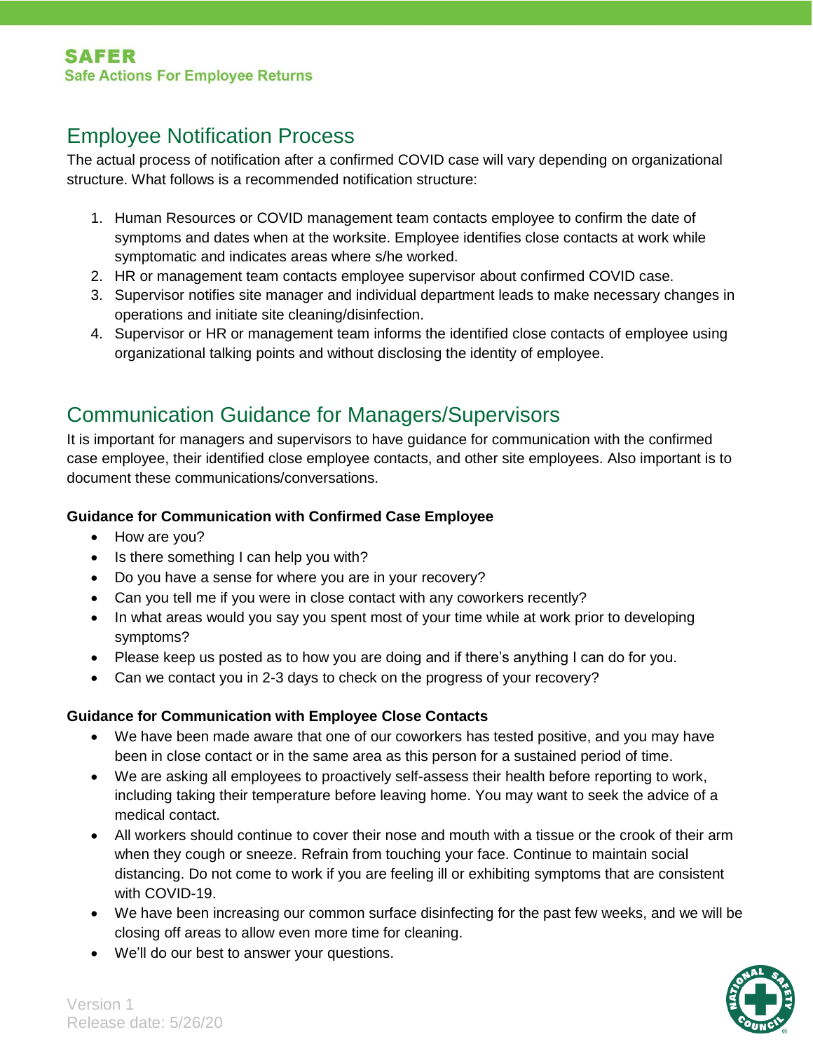## Employee Notification Process

The actual process of notification after a confirmed COVID case will vary depending on organizational structure. What follows is a recommended notification structure:

1. Human Resources or COVID management team contacts employee to confirm the date of symptoms and dates when at the worksite. Employee identifies close contacts at work while symptomatic and indicates areas where s/he worked.
2. HR or management team contacts employee supervisor about confirmed COVID case.
3. Supervisor notifies site manager and individual department leads to make necessary changes in operations and initiate site cleaning/disinfection.
4. Supervisor or HR or management team informs the identified close contacts of employee using organizational talking points and without disclosing the identity of employee.

## Communication Guidance for Managers/Supervisors

It is important for managers and supervisors to have guidance for communication with the confirmed case employee, their identified close employee contacts, and other site employees. Also important is to document these communications/conversations.

**Guidance for Communication with Confirmed Case Employee**

- How are you?
- Is there something I can help you with?
- Do you have a sense for where you are in your recovery?
- Can you tell me if you were in close contact with any coworkers recently?
- In what areas would you say you spent most of your time while at work prior to developing symptoms?
- Please keep us posted as to how you are doing and if there's anything I can do for you.
- Can we contact you in 2-3 days to check on the progress of your recovery?

**Guidance for Communication with Employee Close Contacts**

- We have been made aware that one of our coworkers has tested positive, and you may have been in close contact or in the same area as this person for a sustained period of time.
- We are asking all employees to proactively self-assess their health before reporting to work, including taking their temperature before leaving home. You may want to seek the advice of a medical contact.
- All workers should continue to cover their nose and mouth with a tissue or the crook of their arm when they cough or sneeze. Refrain from touching your face. Continue to maintain social distancing. Do not come to work if you are feeling ill or exhibiting symptoms that are consistent with COVID-19.
- We have been increasing our common surface disinfecting for the past few weeks, and we will be closing off areas to allow even more time for cleaning.
- We'll do our best to answer your questions.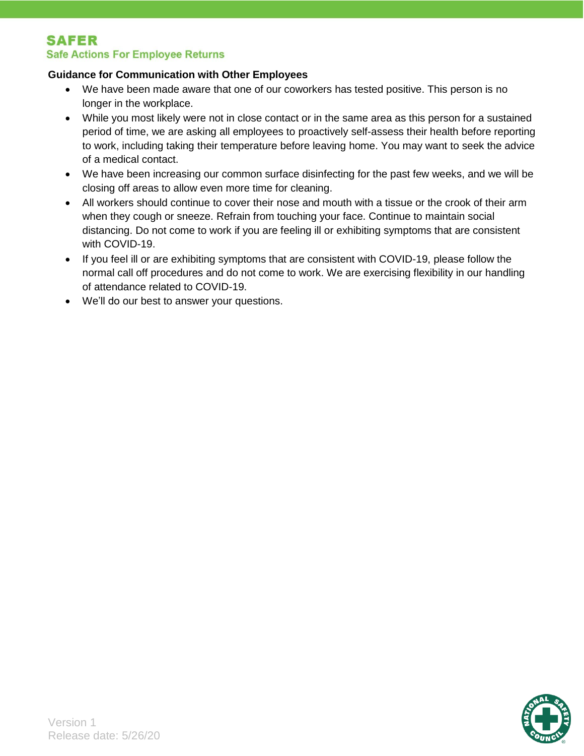**Guidance for Communication with Other Employees**

- We have been made aware that one of our coworkers has tested positive. This person is no longer in the workplace.
- While you most likely were not in close contact or in the same area as this person for a sustained period of time, we are asking all employees to proactively self-assess their health before reporting to work, including taking their temperature before leaving home. You may want to seek the advice of a medical contact.
- We have been increasing our common surface disinfecting for the past few weeks, and we will be closing off areas to allow even more time for cleaning.
- All workers should continue to cover their nose and mouth with a tissue or the crook of their arm when they cough or sneeze. Refrain from touching your face. Continue to maintain social distancing. Do not come to work if you are feeling ill or exhibiting symptoms that are consistent with COVID-19.
- If you feel ill or are exhibiting symptoms that are consistent with COVID-19, please follow the normal call off procedures and do not come to work. We are exercising flexibility in our handling of attendance related to COVID-19.
- We'll do our best to answer your questions.